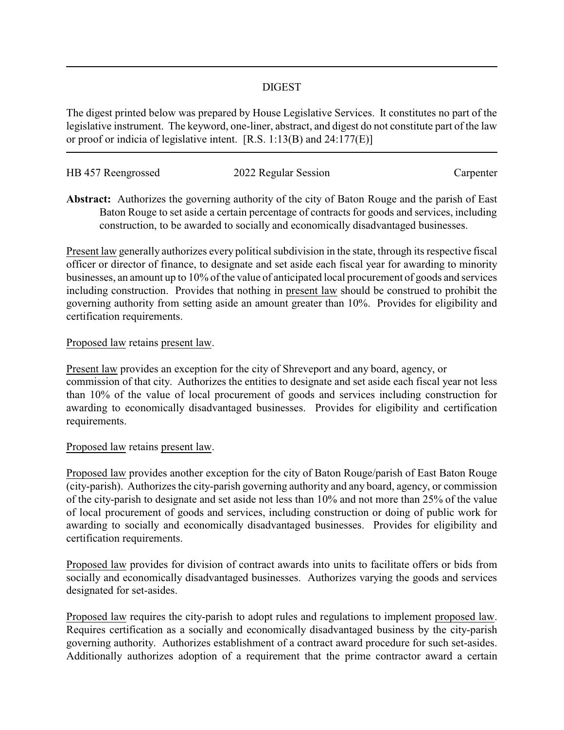# DIGEST

The digest printed below was prepared by House Legislative Services. It constitutes no part of the legislative instrument. The keyword, one-liner, abstract, and digest do not constitute part of the law or proof or indicia of legislative intent. [R.S. 1:13(B) and 24:177(E)]

---

HB 457 Reengrossed | 2022 Regular Session | Carpenter

**Abstract:** Authorizes the governing authority of the city of Baton Rouge and the parish of East Baton Rouge to set aside a certain percentage of contracts for goods and services, including construction, to be awarded to socially and economically disadvantaged businesses.

Present law generally authorizes every political subdivision in the state, through its respective fiscal officer or director of finance, to designate and set aside each fiscal year for awarding to minority businesses, an amount up to 10% of the value of anticipated local procurement of goods and services including construction. Provides that nothing in present law should be construed to prohibit the governing authority from setting aside an amount greater than 10%. Provides for eligibility and certification requirements.

Proposed law retains present law.

Present law provides an exception for the city of Shreveport and any board, agency, or commission of that city. Authorizes the entities to designate and set aside each fiscal year not less than 10% of the value of local procurement of goods and services including construction for awarding to economically disadvantaged businesses. Provides for eligibility and certification requirements.

Proposed law retains present law.

Proposed law provides another exception for the city of Baton Rouge/parish of East Baton Rouge (city-parish). Authorizes the city-parish governing authority and any board, agency, or commission of the city-parish to designate and set aside not less than 10% and not more than 25% of the value of local procurement of goods and services, including construction or doing of public work for awarding to socially and economically disadvantaged businesses. Provides for eligibility and certification requirements.

Proposed law provides for division of contract awards into units to facilitate offers or bids from socially and economically disadvantaged businesses. Authorizes varying the goods and services designated for set-asides.

Proposed law requires the city-parish to adopt rules and regulations to implement proposed law. Requires certification as a socially and economically disadvantaged business by the city-parish governing authority. Authorizes establishment of a contract award procedure for such set-asides. Additionally authorizes adoption of a requirement that the prime contractor award a certain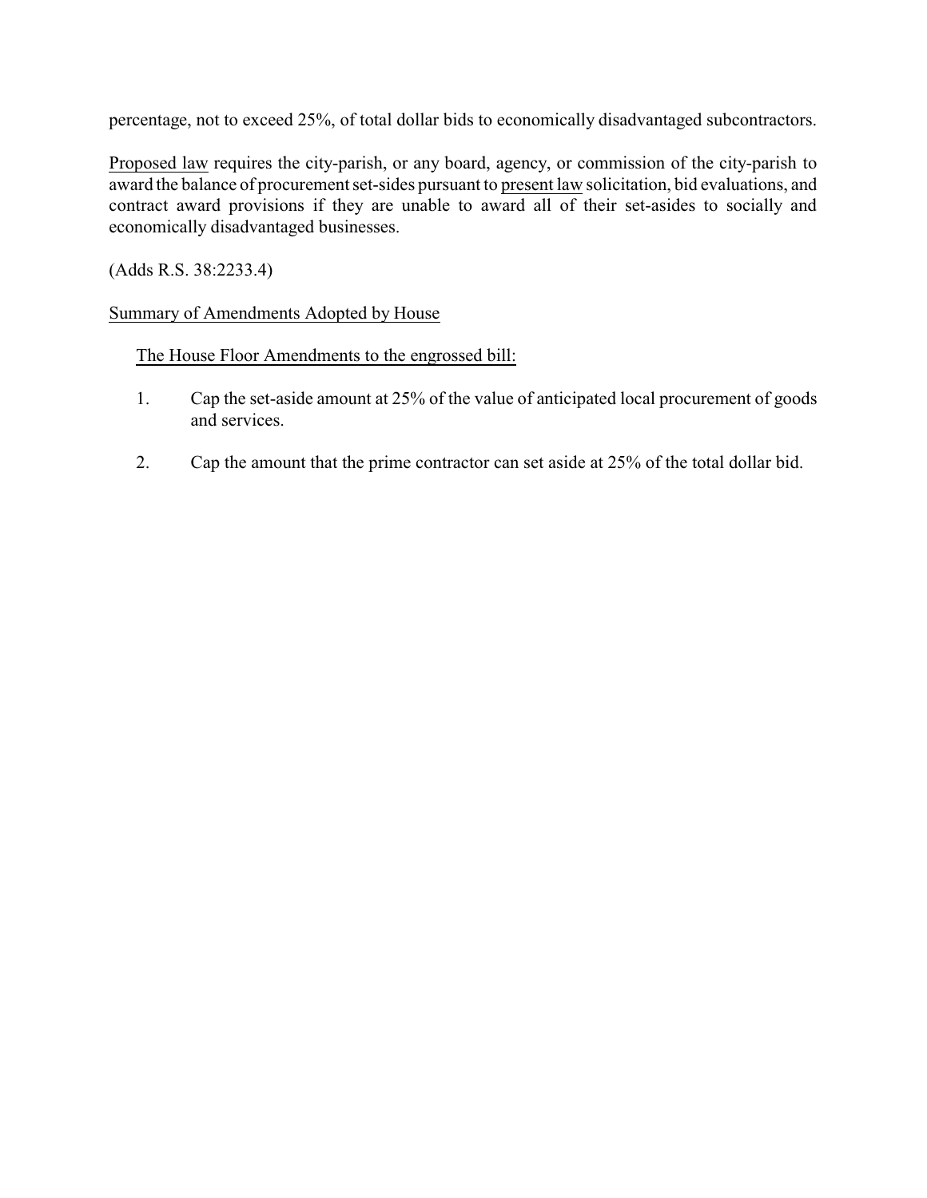percentage, not to exceed 25%, of total dollar bids to economically disadvantaged subcontractors.

Proposed law requires the city-parish, or any board, agency, or commission of the city-parish to award the balance of procurement set-sides pursuant to present law solicitation, bid evaluations, and contract award provisions if they are unable to award all of their set-asides to socially and economically disadvantaged businesses.

(Adds R.S. 38:2233.4)

Summary of Amendments Adopted by House

The House Floor Amendments to the engrossed bill:

1. Cap the set-aside amount at 25% of the value of anticipated local procurement of goods and services.

2. Cap the amount that the prime contractor can set aside at 25% of the total dollar bid.